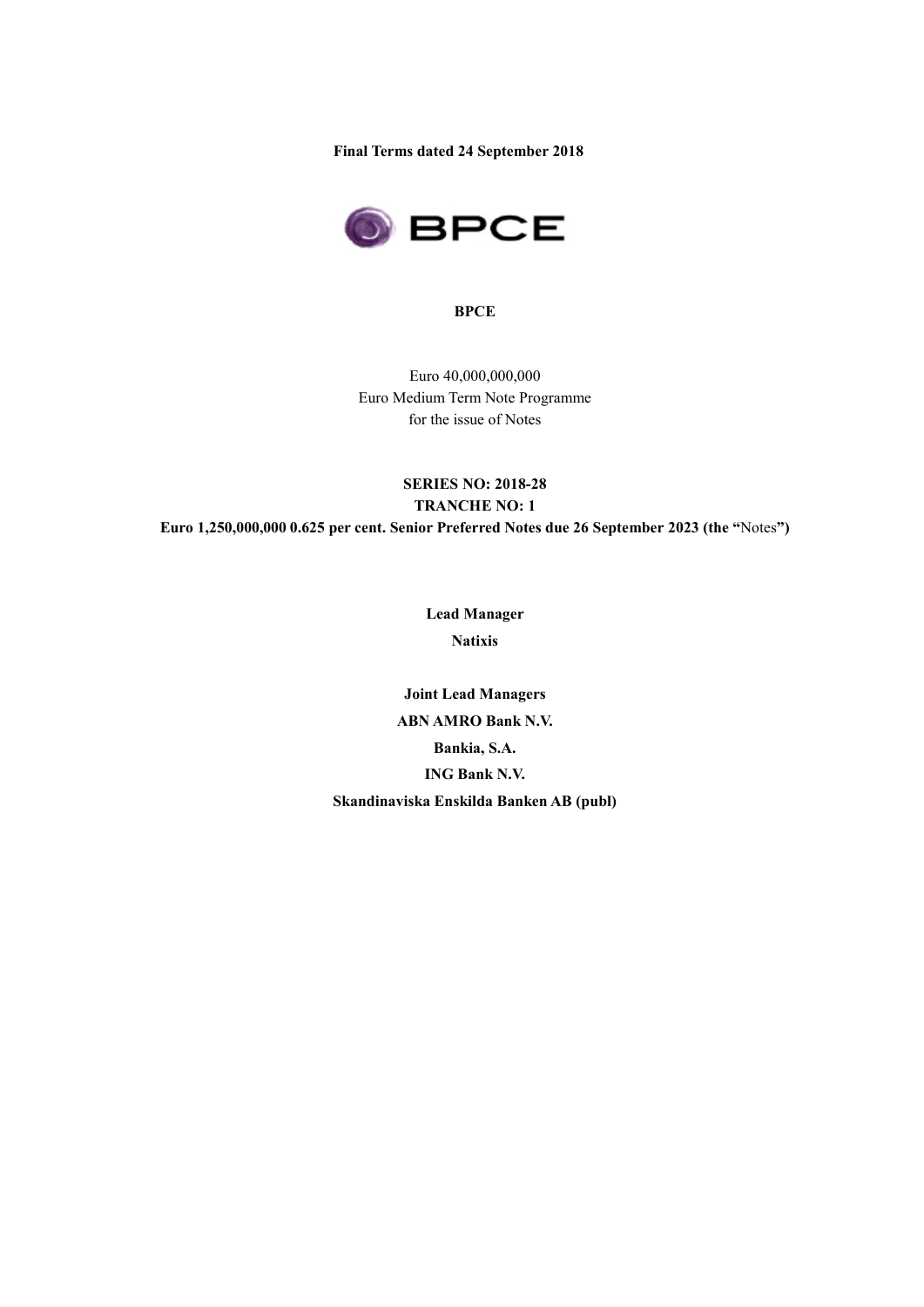**Final Terms dated 24 September 2018**

**BPCE**

Euro 40,000,000,000
Euro Medium Term Note Programme
for the issue of Notes

**SERIES NO: 2018-28**
**TRANCHE NO: 1**
**Euro 1,250,000,000 0.625 per cent. Senior Preferred Notes due 26 September 2023 (the "**Notes**")**

**Lead Manager**
**Natixis**

**Joint Lead Managers**
**ABN AMRO Bank N.V.**
**Bankia, S.A.**
**ING Bank N.V.**
**Skandinaviska Enskilda Banken AB (publ)**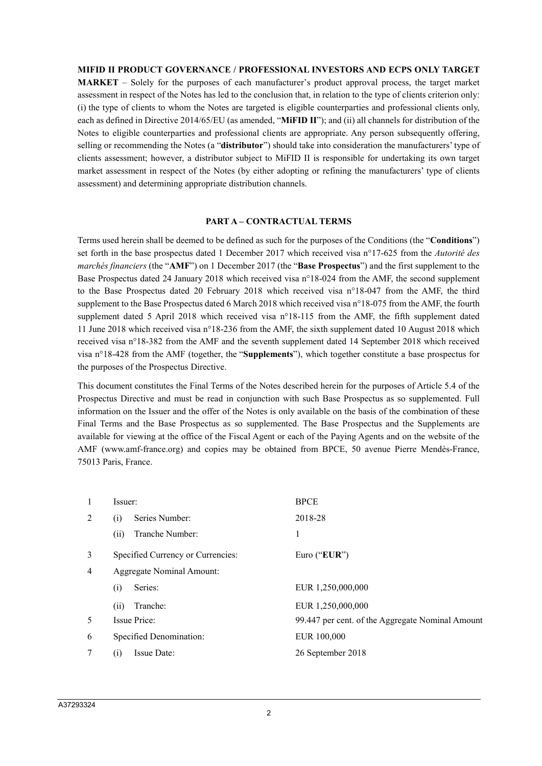**MIFID II PRODUCT GOVERNANCE / PROFESSIONAL INVESTORS AND ECPS ONLY TARGET MARKET** – Solely for the purposes of each manufacturer's product approval process, the target market assessment in respect of the Notes has led to the conclusion that, in relation to the type of clients criterion only: (i) the type of clients to whom the Notes are targeted is eligible counterparties and professional clients only, each as defined in Directive 2014/65/EU (as amended, "**MiFID II**"); and (ii) all channels for distribution of the Notes to eligible counterparties and professional clients are appropriate. Any person subsequently offering, selling or recommending the Notes (a "**distributor**") should take into consideration the manufacturers' type of clients assessment; however, a distributor subject to MiFID II is responsible for undertaking its own target market assessment in respect of the Notes (by either adopting or refining the manufacturers' type of clients assessment) and determining appropriate distribution channels.

## PART A – CONTRACTUAL TERMS

Terms used herein shall be deemed to be defined as such for the purposes of the Conditions (the "**Conditions**") set forth in the base prospectus dated 1 December 2017 which received visa n°17-625 from the *Autorité des marchés financiers* (the "**AMF**") on 1 December 2017 (the "**Base Prospectus**") and the first supplement to the Base Prospectus dated 24 January 2018 which received visa n°18-024 from the AMF, the second supplement to the Base Prospectus dated 20 February 2018 which received visa n°18-047 from the AMF, the third supplement to the Base Prospectus dated 6 March 2018 which received visa n°18-075 from the AMF, the fourth supplement dated 5 April 2018 which received visa n°18-115 from the AMF, the fifth supplement dated 11 June 2018 which received visa n°18-236 from the AMF, the sixth supplement dated 10 August 2018 which received visa n°18-382 from the AMF and the seventh supplement dated 14 September 2018 which received visa n°18-428 from the AMF (together, the "**Supplements**"), which together constitute a base prospectus for the purposes of the Prospectus Directive.

This document constitutes the Final Terms of the Notes described herein for the purposes of Article 5.4 of the Prospectus Directive and must be read in conjunction with such Base Prospectus as so supplemented. Full information on the Issuer and the offer of the Notes is only available on the basis of the combination of these Final Terms and the Base Prospectus as so supplemented. The Base Prospectus and the Supplements are available for viewing at the office of the Fiscal Agent or each of the Paying Agents and on the website of the AMF (www.amf-france.org) and copies may be obtained from BPCE, 50 avenue Pierre Mendès-France, 75013 Paris, France.

| | | |
|---|---|---|
| 1 | Issuer: | BPCE |
| 2 | (i) Series Number: | 2018-28 |
| | (ii) Tranche Number: | 1 |
| 3 | Specified Currency or Currencies: | Euro ("**EUR**") |
| 4 | Aggregate Nominal Amount: | |
| | (i) Series: | EUR 1,250,000,000 |
| | (ii) Tranche: | EUR 1,250,000,000 |
| 5 | Issue Price: | 99.447 per cent. of the Aggregate Nominal Amount |
| 6 | Specified Denomination: | EUR 100,000 |
| 7 | (i) Issue Date: | 26 September 2018 |

A37293324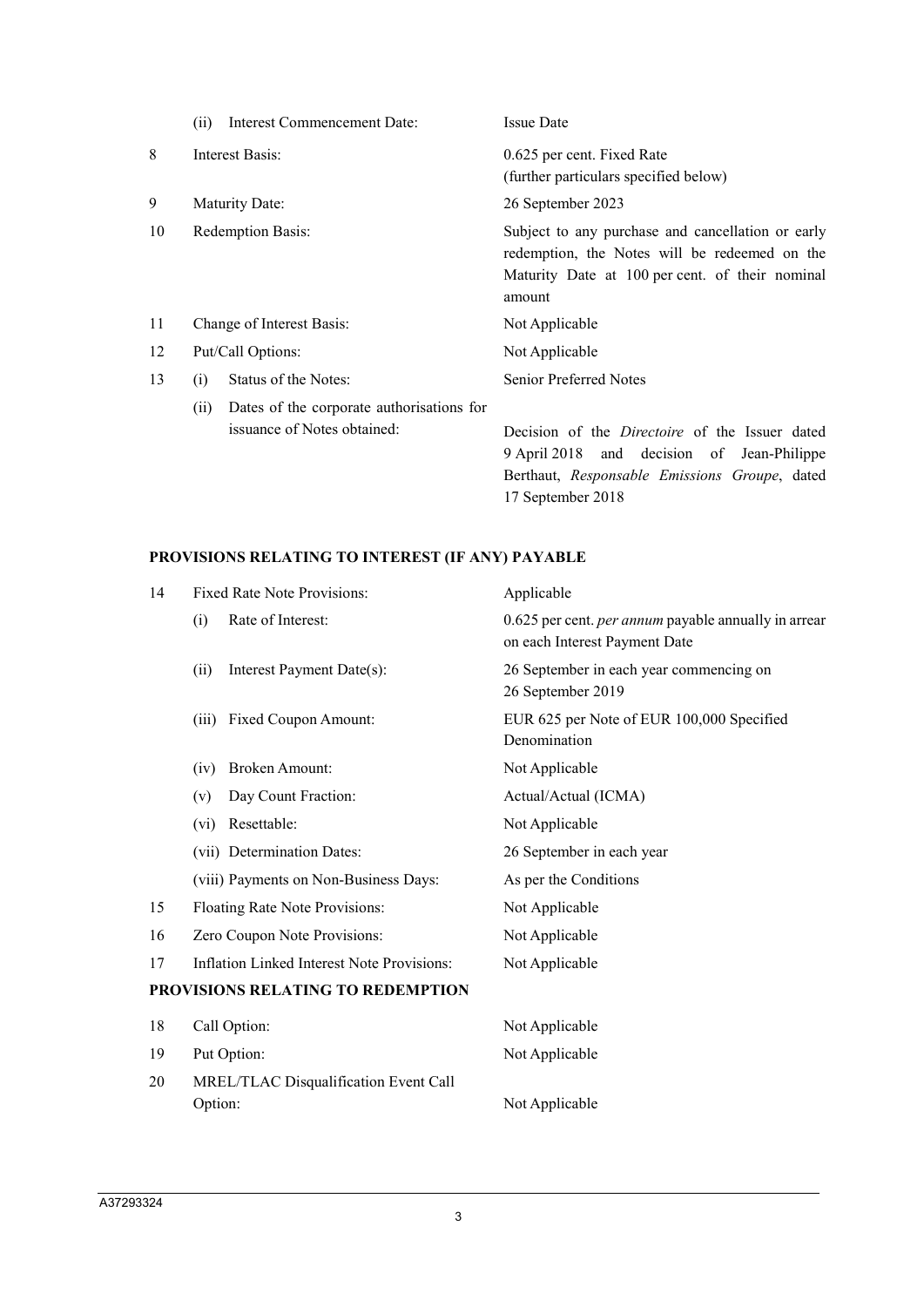| | | |
|---|---|---|
| | (ii) Interest Commencement Date: | Issue Date |
| 8 | Interest Basis: | 0.625 per cent. Fixed Rate (further particulars specified below) |
| 9 | Maturity Date: | 26 September 2023 |
| 10 | Redemption Basis: | Subject to any purchase and cancellation or early redemption, the Notes will be redeemed on the Maturity Date at 100 per cent. of their nominal amount |
| 11 | Change of Interest Basis: | Not Applicable |
| 12 | Put/Call Options: | Not Applicable |
| 13 | (i) Status of the Notes: | Senior Preferred Notes |
| | (ii) Dates of the corporate authorisations for issuance of Notes obtained: | Decision of the *Directoire* of the Issuer dated 9 April 2018 and decision of Jean-Philippe Berthaut, *Responsable Emissions Groupe*, dated 17 September 2018 |

## PROVISIONS RELATING TO INTEREST (IF ANY) PAYABLE

| | | |
|---|---|---|
| 14 | Fixed Rate Note Provisions: | Applicable |
| | (i) Rate of Interest: | 0.625 per cent. *per annum* payable annually in arrear on each Interest Payment Date |
| | (ii) Interest Payment Date(s): | 26 September in each year commencing on 26 September 2019 |
| | (iii) Fixed Coupon Amount: | EUR 625 per Note of EUR 100,000 Specified Denomination |
| | (iv) Broken Amount: | Not Applicable |
| | (v) Day Count Fraction: | Actual/Actual (ICMA) |
| | (vi) Resettable: | Not Applicable |
| | (vii) Determination Dates: | 26 September in each year |
| | (viii) Payments on Non-Business Days: | As per the Conditions |
| 15 | Floating Rate Note Provisions: | Not Applicable |
| 16 | Zero Coupon Note Provisions: | Not Applicable |
| 17 | Inflation Linked Interest Note Provisions: | Not Applicable |

## PROVISIONS RELATING TO REDEMPTION

| | | |
|---|---|---|
| 18 | Call Option: | Not Applicable |
| 19 | Put Option: | Not Applicable |
| 20 | MREL/TLAC Disqualification Event Call Option: | Not Applicable |

A37293324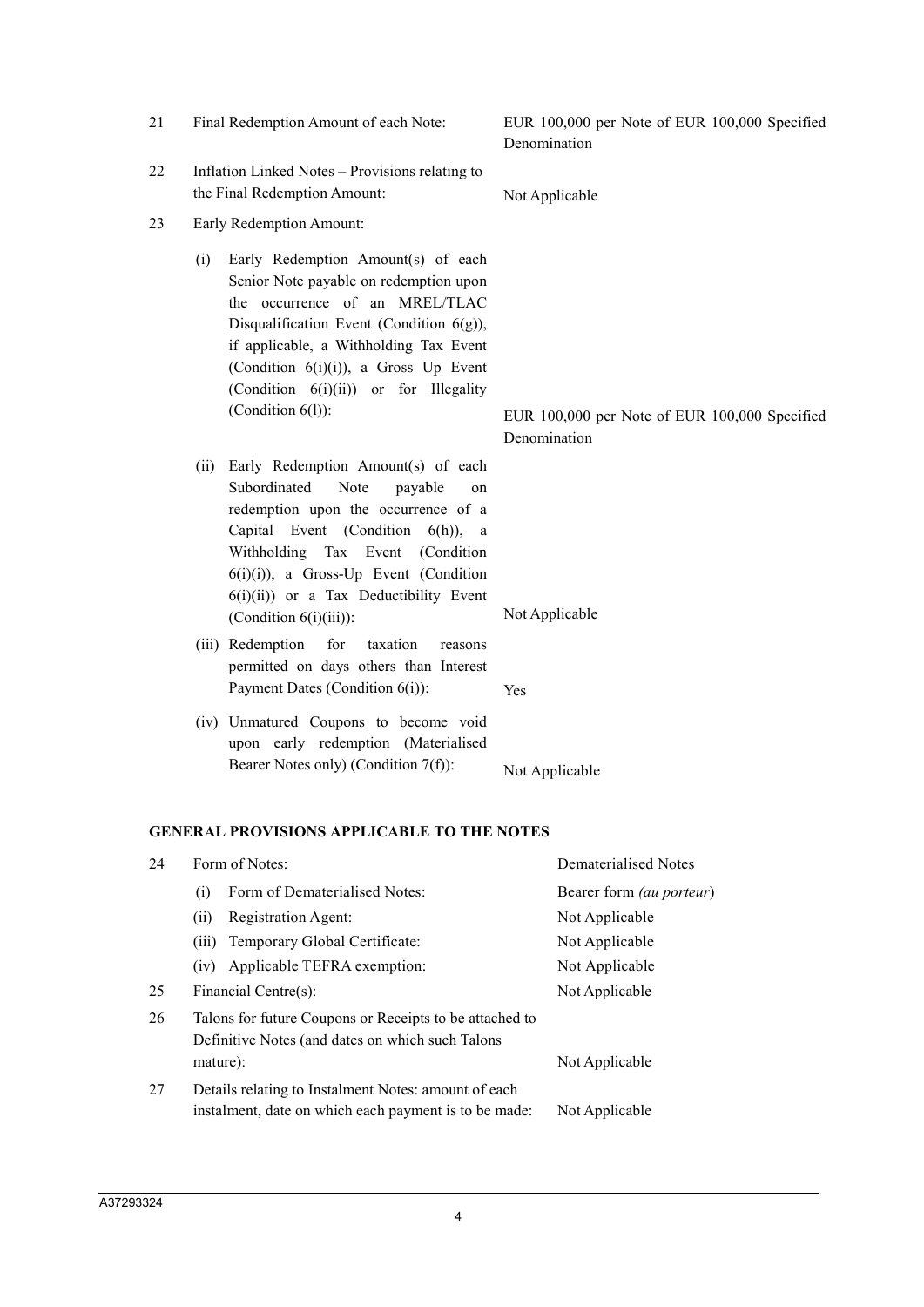| | | |
|---|---|---|
| 21 | Final Redemption Amount of each Note: | EUR 100,000 per Note of EUR 100,000 Specified Denomination |
| 22 | Inflation Linked Notes – Provisions relating to the Final Redemption Amount: | Not Applicable |
| 23 | Early Redemption Amount: | |
| | (i) Early Redemption Amount(s) of each Senior Note payable on redemption upon the occurrence of an MREL/TLAC Disqualification Event (Condition 6(g)), if applicable, a Withholding Tax Event (Condition 6(i)(i)), a Gross Up Event (Condition 6(i)(ii)) or for Illegality (Condition 6(l)): | EUR 100,000 per Note of EUR 100,000 Specified Denomination |
| | (ii) Early Redemption Amount(s) of each Subordinated Note payable on redemption upon the occurrence of a Capital Event (Condition 6(h)), a Withholding Tax Event (Condition 6(i)(i)), a Gross-Up Event (Condition 6(i)(ii)) or a Tax Deductibility Event (Condition 6(i)(iii)): | Not Applicable |
| | (iii) Redemption for taxation reasons permitted on days others than Interest Payment Dates (Condition 6(i)): | Yes |
| | (iv) Unmatured Coupons to become void upon early redemption (Materialised Bearer Notes only) (Condition 7(f)): | Not Applicable |

## GENERAL PROVISIONS APPLICABLE TO THE NOTES

| | | |
|---|---|---|
| 24 | Form of Notes: | Dematerialised Notes |
| | (i) Form of Dematerialised Notes: | Bearer form *(au porteur)* |
| | (ii) Registration Agent: | Not Applicable |
| | (iii) Temporary Global Certificate: | Not Applicable |
| | (iv) Applicable TEFRA exemption: | Not Applicable |
| 25 | Financial Centre(s): | Not Applicable |
| 26 | Talons for future Coupons or Receipts to be attached to Definitive Notes (and dates on which such Talons mature): | Not Applicable |
| 27 | Details relating to Instalment Notes: amount of each instalment, date on which each payment is to be made: | Not Applicable |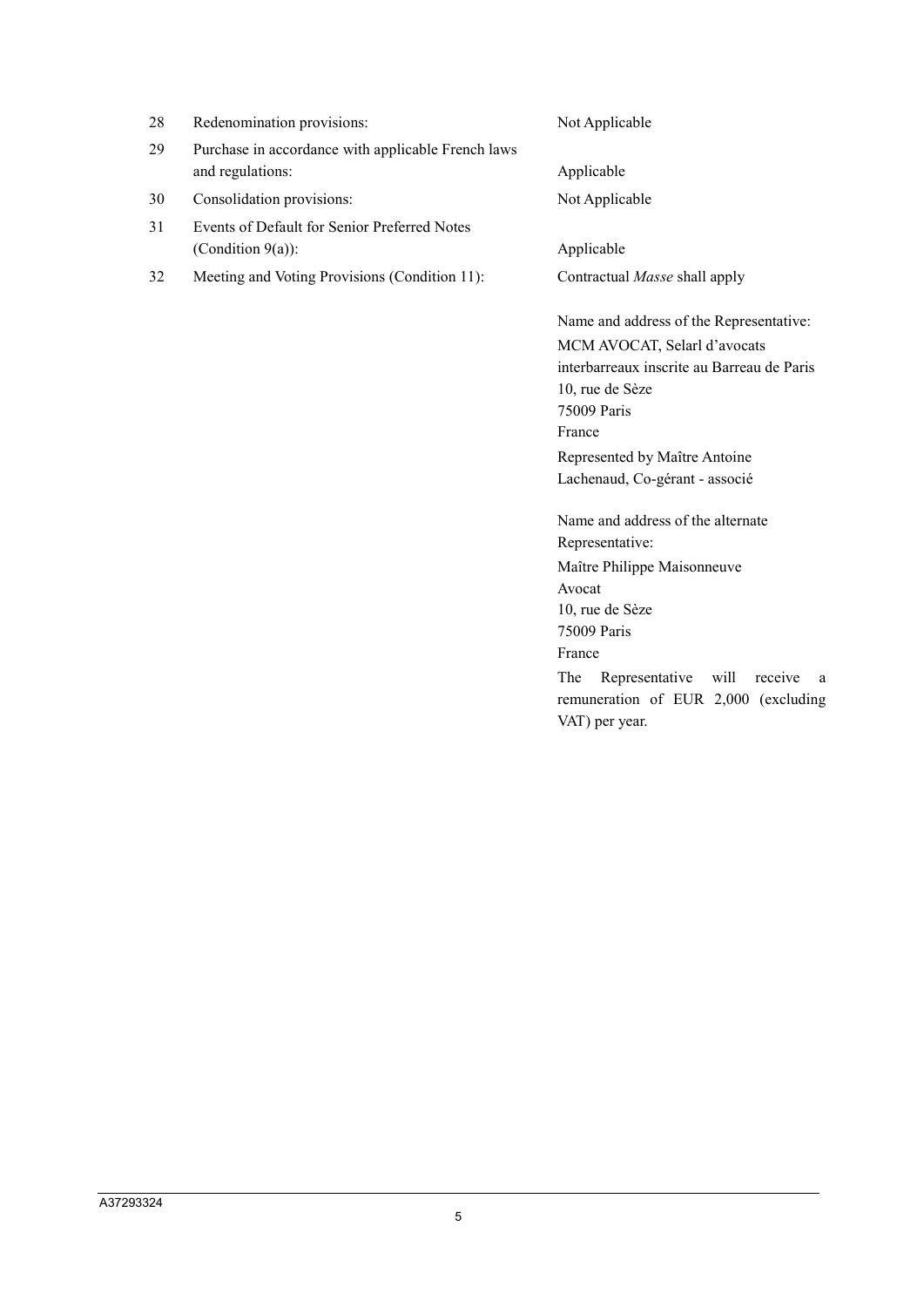| | | |
|---|---|---|
| 28 | Redenomination provisions: | Not Applicable |
| 29 | Purchase in accordance with applicable French laws and regulations: | Applicable |
| 30 | Consolidation provisions: | Not Applicable |
| 31 | Events of Default for Senior Preferred Notes (Condition 9(a)): | Applicable |
| 32 | Meeting and Voting Provisions (Condition 11): | Contractual *Masse* shall apply<br><br>Name and address of the Representative:<br>MCM AVOCAT, Selarl d'avocats interbarreaux inscrite au Barreau de Paris<br>10, rue de Sèze<br>75009 Paris<br>France<br>Represented by Maître Antoine Lachenaud, Co-gérant - associé<br><br>Name and address of the alternate Representative:<br>Maître Philippe Maisonneuve<br>Avocat<br>10, rue de Sèze<br>75009 Paris<br>France<br>The Representative will receive a remuneration of EUR 2,000 (excluding VAT) per year. |

A37293324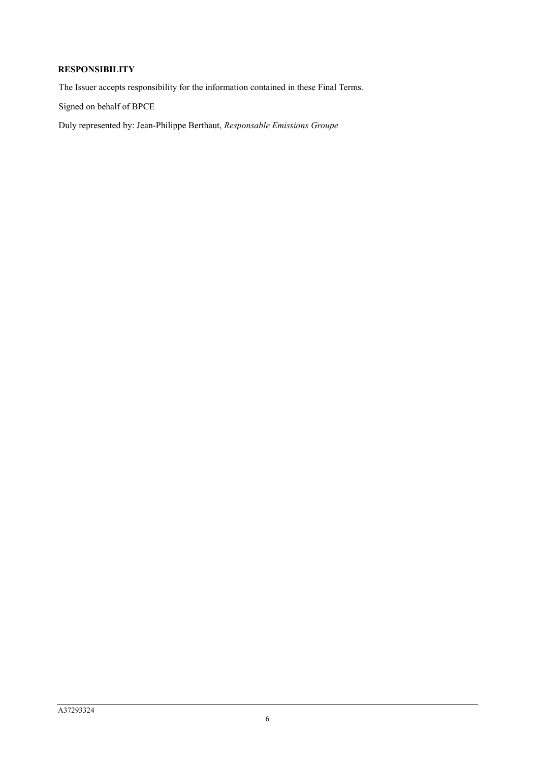**RESPONSIBILITY**

The Issuer accepts responsibility for the information contained in these Final Terms.

Signed on behalf of BPCE

Duly represented by: Jean-Philippe Berthaut, *Responsable Emissions Groupe*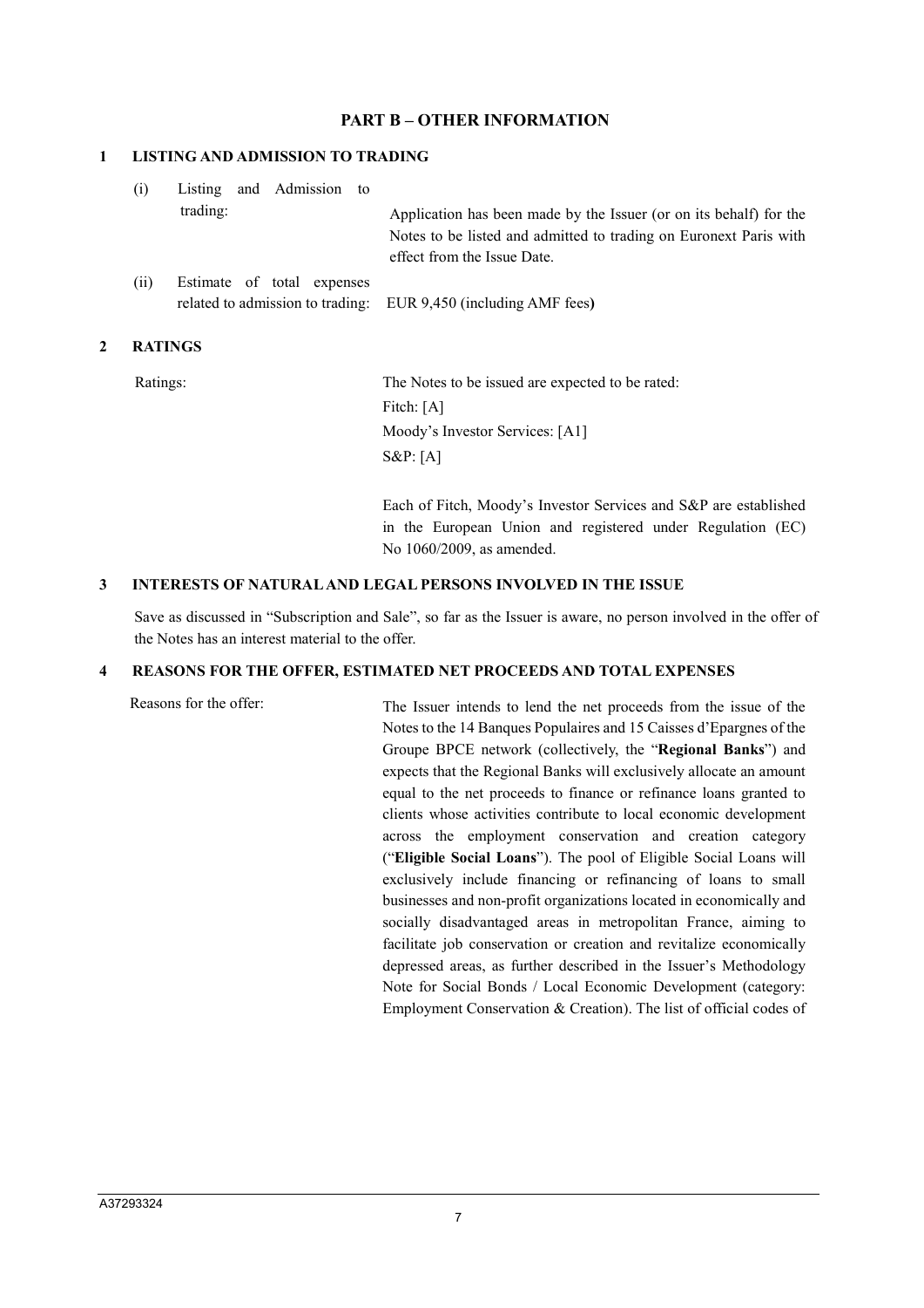## PART B – OTHER INFORMATION

### 1 LISTING AND ADMISSION TO TRADING

(i) Listing and Admission to trading: Application has been made by the Issuer (or on its behalf) for the Notes to be listed and admitted to trading on Euronext Paris with effect from the Issue Date.

(ii) Estimate of total expenses related to admission to trading: EUR 9,450 (including AMF fees)

### 2 RATINGS

Ratings: The Notes to be issued are expected to be rated:

Fitch: [A]

Moody's Investor Services: [A1]

S&P: [A]

Each of Fitch, Moody's Investor Services and S&P are established in the European Union and registered under Regulation (EC) No 1060/2009, as amended.

### 3 INTERESTS OF NATURAL AND LEGAL PERSONS INVOLVED IN THE ISSUE

Save as discussed in "Subscription and Sale", so far as the Issuer is aware, no person involved in the offer of the Notes has an interest material to the offer.

### 4 REASONS FOR THE OFFER, ESTIMATED NET PROCEEDS AND TOTAL EXPENSES

Reasons for the offer: The Issuer intends to lend the net proceeds from the issue of the Notes to the 14 Banques Populaires and 15 Caisses d'Epargnes of the Groupe BPCE network (collectively, the "**Regional Banks**") and expects that the Regional Banks will exclusively allocate an amount equal to the net proceeds to finance or refinance loans granted to clients whose activities contribute to local economic development across the employment conservation and creation category ("**Eligible Social Loans**"). The pool of Eligible Social Loans will exclusively include financing or refinancing of loans to small businesses and non-profit organizations located in economically and socially disadvantaged areas in metropolitan France, aiming to facilitate job conservation or creation and revitalize economically depressed areas, as further described in the Issuer's Methodology Note for Social Bonds / Local Economic Development (category: Employment Conservation & Creation). The list of official codes of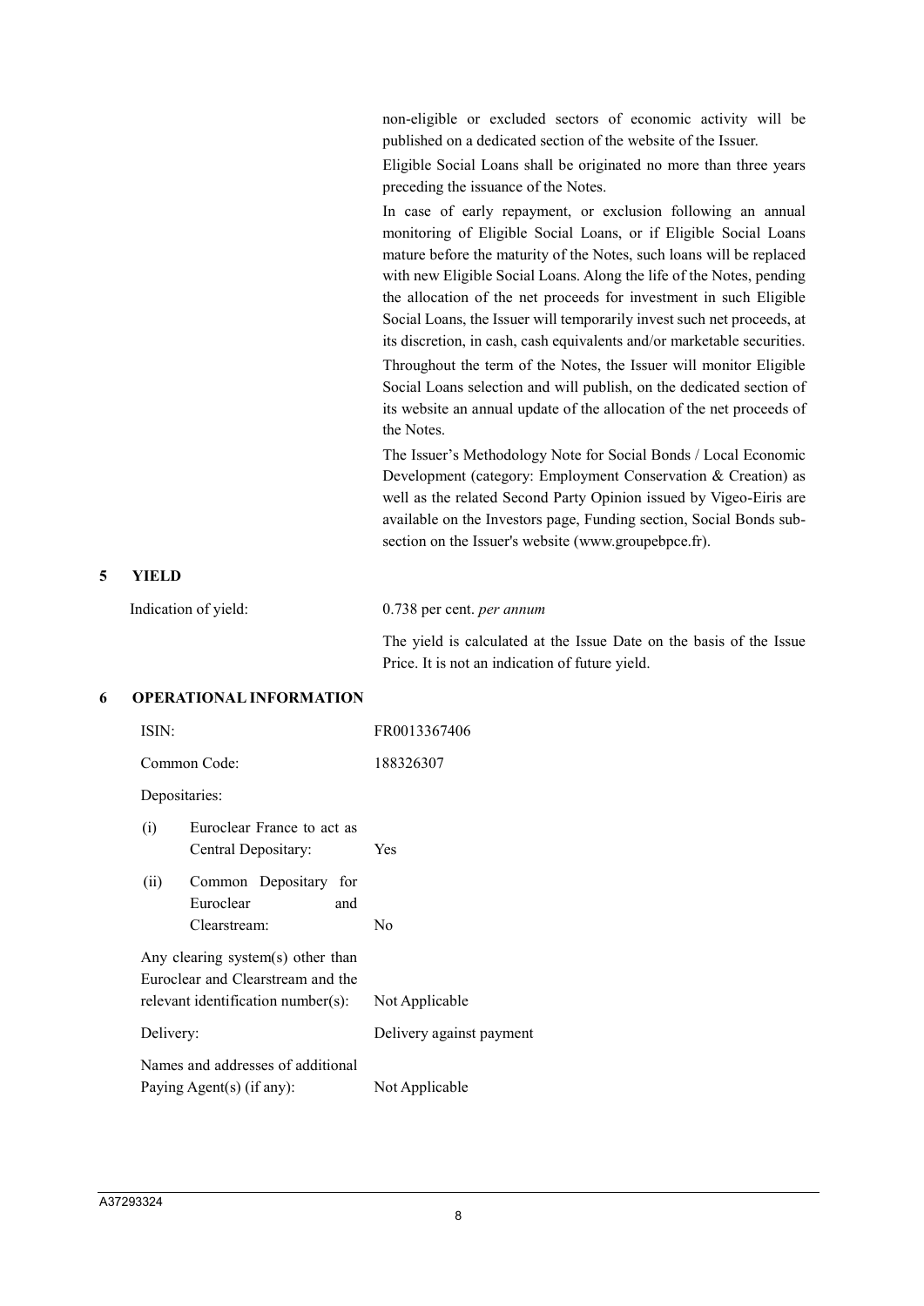non-eligible or excluded sectors of economic activity will be published on a dedicated section of the website of the Issuer.

Eligible Social Loans shall be originated no more than three years preceding the issuance of the Notes.

In case of early repayment, or exclusion following an annual monitoring of Eligible Social Loans, or if Eligible Social Loans mature before the maturity of the Notes, such loans will be replaced with new Eligible Social Loans. Along the life of the Notes, pending the allocation of the net proceeds for investment in such Eligible Social Loans, the Issuer will temporarily invest such net proceeds, at its discretion, in cash, cash equivalents and/or marketable securities.

Throughout the term of the Notes, the Issuer will monitor Eligible Social Loans selection and will publish, on the dedicated section of its website an annual update of the allocation of the net proceeds of the Notes.

The Issuer's Methodology Note for Social Bonds / Local Economic Development (category: Employment Conservation & Creation) as well as the related Second Party Opinion issued by Vigeo-Eiris are available on the Investors page, Funding section, Social Bonds sub-section on the Issuer's website (www.groupebpce.fr).

## 5 YIELD

Indication of yield: 0.738 per cent. *per annum*

The yield is calculated at the Issue Date on the basis of the Issue Price. It is not an indication of future yield.

## 6 OPERATIONAL INFORMATION

| | |
|---|---|
| ISIN: | FR0013367406 |
| Common Code: | 188326307 |
| Depositaries: | |
| (i) Euroclear France to act as Central Depositary: | Yes |
| (ii) Common Depositary for Euroclear and Clearstream: | No |
| Any clearing system(s) other than Euroclear and Clearstream and the relevant identification number(s): | Not Applicable |
| Delivery: | Delivery against payment |
| Names and addresses of additional Paying Agent(s) (if any): | Not Applicable |

A37293324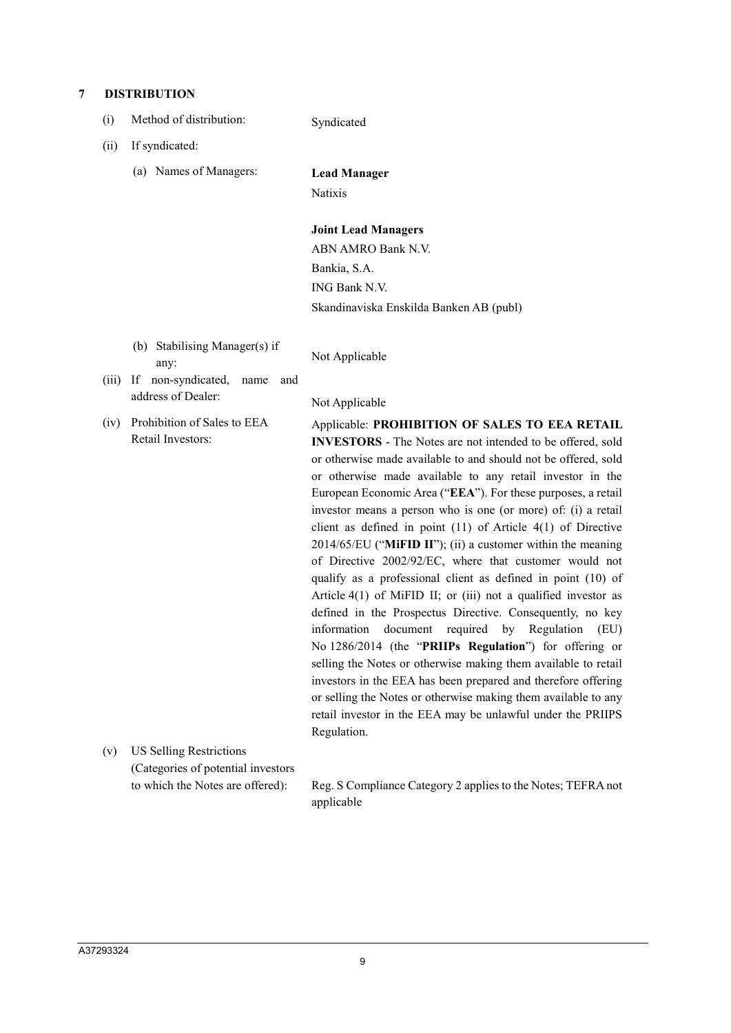## 7 DISTRIBUTION

| | | |
|---|---|---|
| (i) | Method of distribution: | Syndicated |
| (ii) | If syndicated: | |
| | (a) Names of Managers: | **Lead Manager**<br>Natixis<br><br>**Joint Lead Managers**<br>ABN AMRO Bank N.V.<br>Bankia, S.A.<br>ING Bank N.V.<br>Skandinaviska Enskilda Banken AB (publ) |
| | (b) Stabilising Manager(s) if any: | Not Applicable |
| (iii) | If non-syndicated, name and address of Dealer: | Not Applicable |
| (iv) | Prohibition of Sales to EEA Retail Investors: | Applicable: **PROHIBITION OF SALES TO EEA RETAIL INVESTORS** - The Notes are not intended to be offered, sold or otherwise made available to and should not be offered, sold or otherwise made available to any retail investor in the European Economic Area ("**EEA**"). For these purposes, a retail investor means a person who is one (or more) of: (i) a retail client as defined in point (11) of Article 4(1) of Directive 2014/65/EU ("**MiFID II**"); (ii) a customer within the meaning of Directive 2002/92/EC, where that customer would not qualify as a professional client as defined in point (10) of Article 4(1) of MiFID II; or (iii) not a qualified investor as defined in the Prospectus Directive. Consequently, no key information document required by Regulation (EU) No 1286/2014 (the "**PRIIPs Regulation**") for offering or selling the Notes or otherwise making them available to retail investors in the EEA has been prepared and therefore offering or selling the Notes or otherwise making them available to any retail investor in the EEA may be unlawful under the PRIIPS Regulation. |
| (v) | US Selling Restrictions (Categories of potential investors to which the Notes are offered): | Reg. S Compliance Category 2 applies to the Notes; TEFRA not applicable |